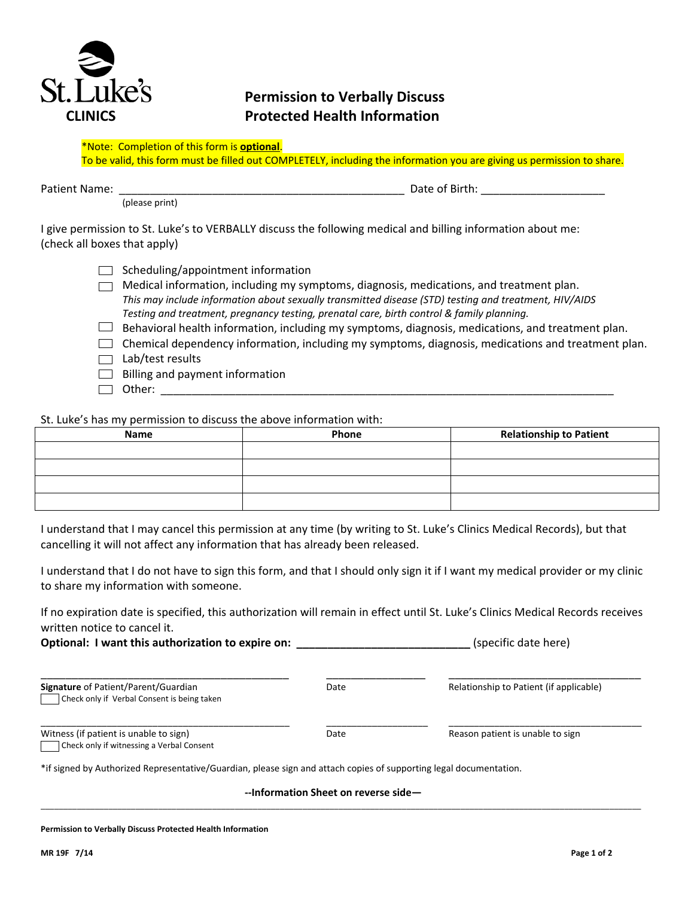St. Luke's
**CLINICS**

# Permission to Verbally Discuss Protected Health Information

*Note: Completion of this form is **optional**.
To be valid, this form must be filled out COMPLETELY, including the information you are giving us permission to share.

Patient Name: _______________________________________________ Date of Birth: ____________________
(please print)

I give permission to St. Luke's to VERBALLY discuss the following medical and billing information about me:
(check all boxes that apply)

- ☐ Scheduling/appointment information
- ☐ Medical information, including my symptoms, diagnosis, medications, and treatment plan.
  *This may include information about sexually transmitted disease (STD) testing and treatment, HIV/AIDS Testing and treatment, pregnancy testing, prenatal care, birth control & family planning.*
- ☐ Behavioral health information, including my symptoms, diagnosis, medications, and treatment plan.
- ☐ Chemical dependency information, including my symptoms, diagnosis, medications and treatment plan.
- ☐ Lab/test results
- ☐ Billing and payment information
- ☐ Other: ____________________________________________________________________________

St. Luke's has my permission to discuss the above information with:

| Name | Phone | Relationship to Patient |
|---|---|---|
| | | |
| | | |
| | | |
| | | |

I understand that I may cancel this permission at any time (by writing to St. Luke's Clinics Medical Records), but that cancelling it will not affect any information that has already been released.

I understand that I do not have to sign this form, and that I should only sign it if I want my medical provider or my clinic to share my information with someone.

If no expiration date is specified, this authorization will remain in effect until St. Luke's Clinics Medical Records receives written notice to cancel it.
**Optional: I want this authorization to expire on: ___________________________** (specific date here)

_____________________________________________ __________________ ___________________________________
**Signature** of Patient/Parent/Guardian — Date — Relationship to Patient (if applicable)
☐ Check only if Verbal Consent is being taken

_____________________________________________ __________________ ___________________________________
Witness (if patient is unable to sign) — Date — Reason patient is unable to sign
☐ Check only if witnessing a Verbal Consent

*if signed by Authorized Representative/Guardian, please sign and attach copies of supporting legal documentation.

**--Information Sheet on reverse side—**

**Permission to Verbally Discuss Protected Health Information**

**MR 19F 7/14**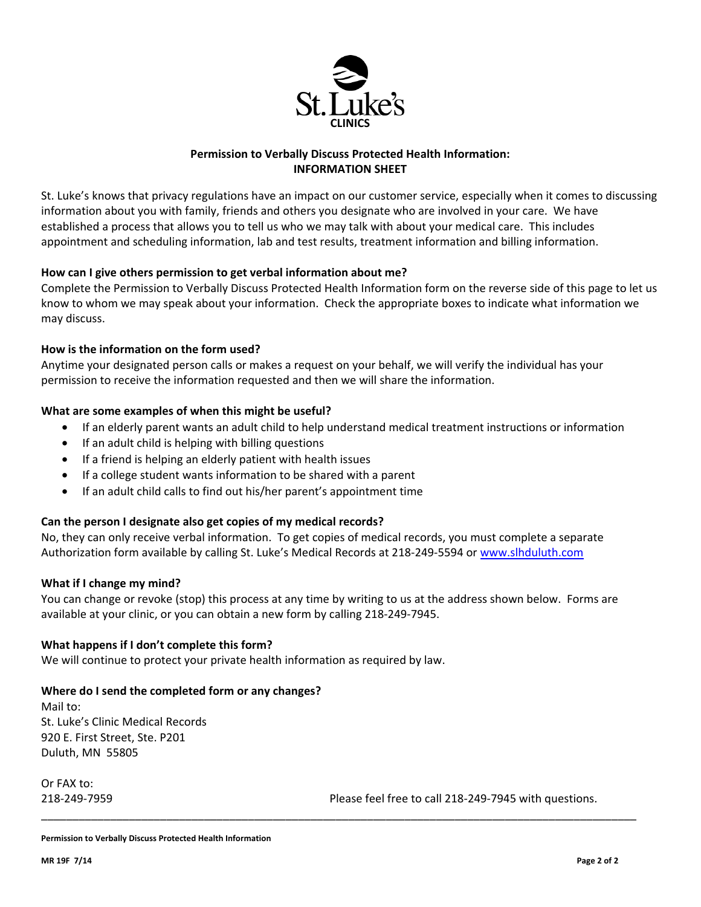St. Luke's
CLINICS

## Permission to Verbally Discuss Protected Health Information: INFORMATION SHEET

St. Luke's knows that privacy regulations have an impact on our customer service, especially when it comes to discussing information about you with family, friends and others you designate who are involved in your care. We have established a process that allows you to tell us who we may talk with about your medical care. This includes appointment and scheduling information, lab and test results, treatment information and billing information.

**How can I give others permission to get verbal information about me?**
Complete the Permission to Verbally Discuss Protected Health Information form on the reverse side of this page to let us know to whom we may speak about your information. Check the appropriate boxes to indicate what information we may discuss.

**How is the information on the form used?**
Anytime your designated person calls or makes a request on your behalf, we will verify the individual has your permission to receive the information requested and then we will share the information.

**What are some examples of when this might be useful?**

- If an elderly parent wants an adult child to help understand medical treatment instructions or information
- If an adult child is helping with billing questions
- If a friend is helping an elderly patient with health issues
- If a college student wants information to be shared with a parent
- If an adult child calls to find out his/her parent's appointment time

**Can the person I designate also get copies of my medical records?**
No, they can only receive verbal information. To get copies of medical records, you must complete a separate Authorization form available by calling St. Luke's Medical Records at 218-249-5594 or www.slhduluth.com

**What if I change my mind?**
You can change or revoke (stop) this process at any time by writing to us at the address shown below. Forms are available at your clinic, or you can obtain a new form by calling 218-249-7945.

**What happens if I don't complete this form?**
We will continue to protect your private health information as required by law.

**Where do I send the completed form or any changes?**
Mail to:
St. Luke's Clinic Medical Records
920 E. First Street, Ste. P201
Duluth, MN 55805

Or FAX to:
218-249-7959

Please feel free to call 218-249-7945 with questions.

**Permission to Verbally Discuss Protected Health Information**

**MR 19F 7/14**